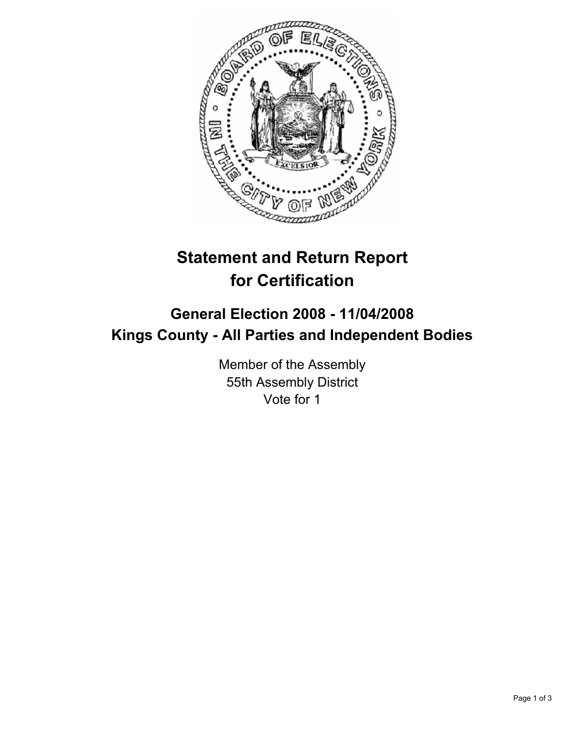# Statement and Return Report for Certification

## General Election 2008 - 11/04/2008
## Kings County - All Parties and Independent Bodies

Member of the Assembly
55th Assembly District
Vote for 1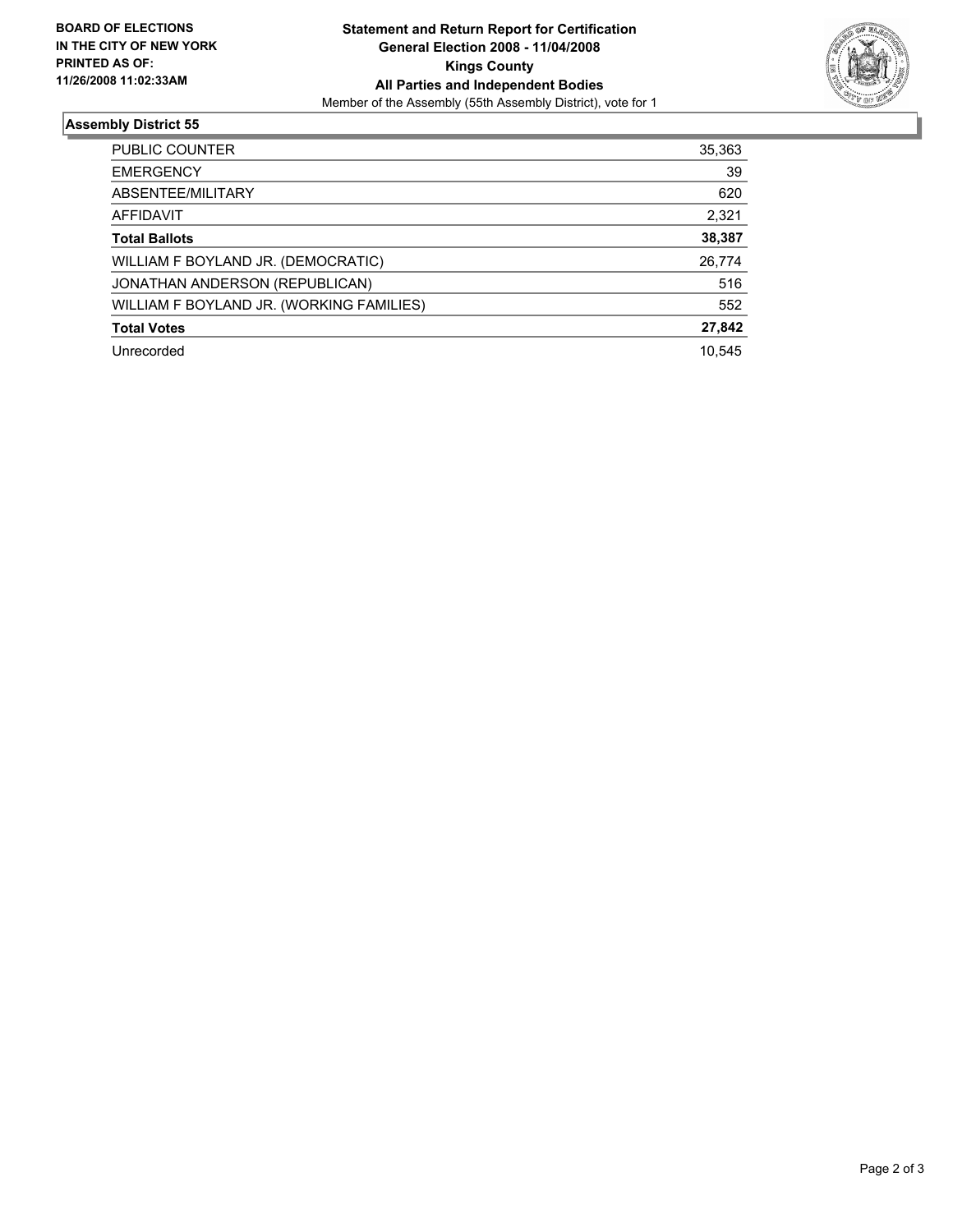**BOARD OF ELECTIONS IN THE CITY OF NEW YORK PRINTED AS OF: 11/26/2008 11:02:33AM**

**Statement and Return Report for Certification**
**General Election 2008 - 11/04/2008**
**Kings County**
**All Parties and Independent Bodies**
Member of the Assembly (55th Assembly District), vote for 1

## Assembly District 55

| | |
|---|---|
| PUBLIC COUNTER | 35,363 |
| EMERGENCY | 39 |
| ABSENTEE/MILITARY | 620 |
| AFFIDAVIT | 2,321 |
| **Total Ballots** | **38,387** |
| WILLIAM F BOYLAND JR. (DEMOCRATIC) | 26,774 |
| JONATHAN ANDERSON (REPUBLICAN) | 516 |
| WILLIAM F BOYLAND JR. (WORKING FAMILIES) | 552 |
| **Total Votes** | **27,842** |
| Unrecorded | 10,545 |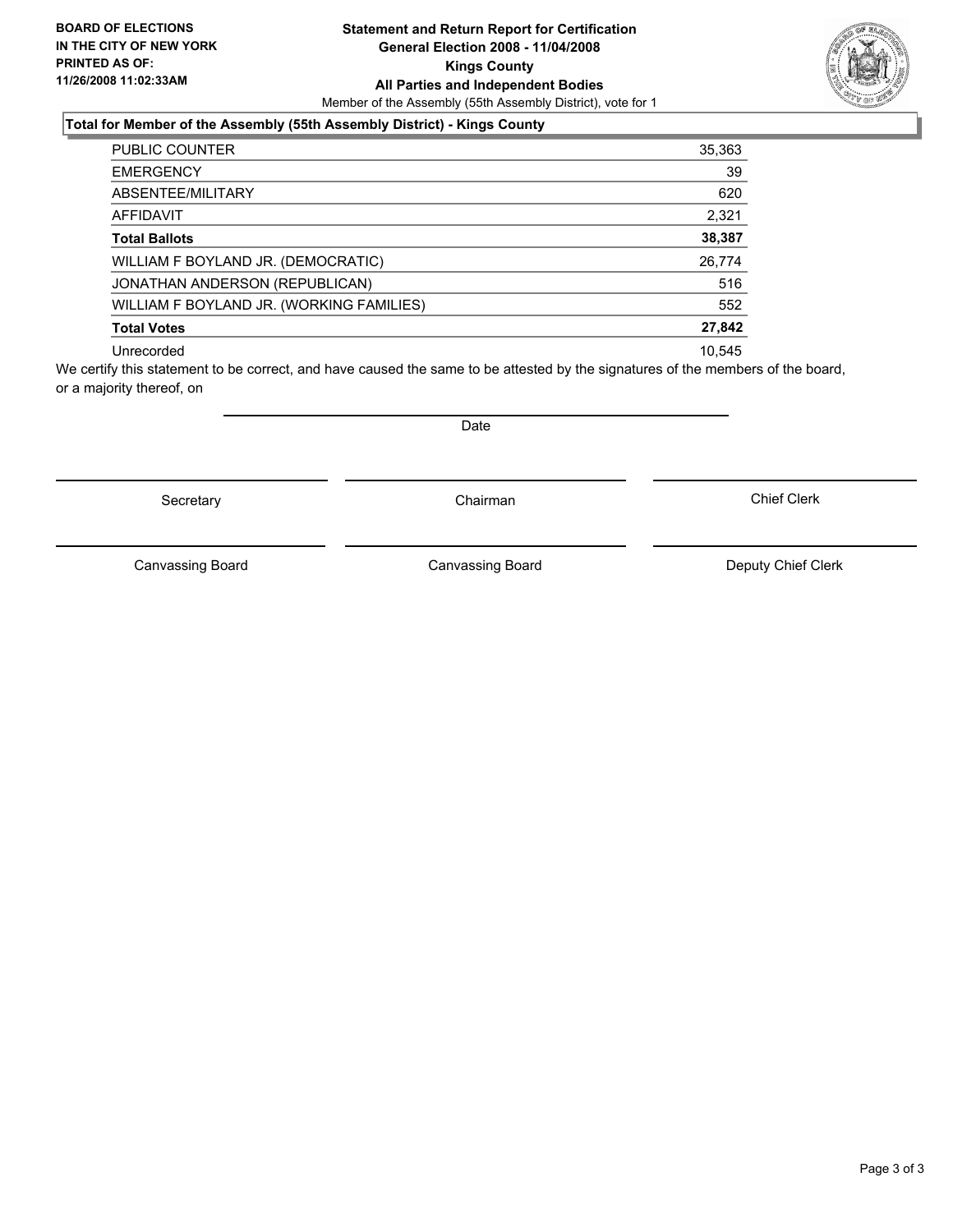**BOARD OF ELECTIONS IN THE CITY OF NEW YORK PRINTED AS OF: 11/26/2008 11:02:33AM**

**Statement and Return Report for Certification**
**General Election 2008 - 11/04/2008**
**Kings County**
**All Parties and Independent Bodies**
Member of the Assembly (55th Assembly District), vote for 1

**Total for Member of the Assembly (55th Assembly District) - Kings County**

| | |
|---|---|
| PUBLIC COUNTER | 35,363 |
| EMERGENCY | 39 |
| ABSENTEE/MILITARY | 620 |
| AFFIDAVIT | 2,321 |
| **Total Ballots** | **38,387** |
| WILLIAM F BOYLAND JR. (DEMOCRATIC) | 26,774 |
| JONATHAN ANDERSON (REPUBLICAN) | 516 |
| WILLIAM F BOYLAND JR. (WORKING FAMILIES) | 552 |
| **Total Votes** | **27,842** |
| Unrecorded | 10,545 |

We certify this statement to be correct, and have caused the same to be attested by the signatures of the members of the board, or a majority thereof, on

Date

Secretary

Chairman

Chief Clerk

Canvassing Board

Canvassing Board

Deputy Chief Clerk